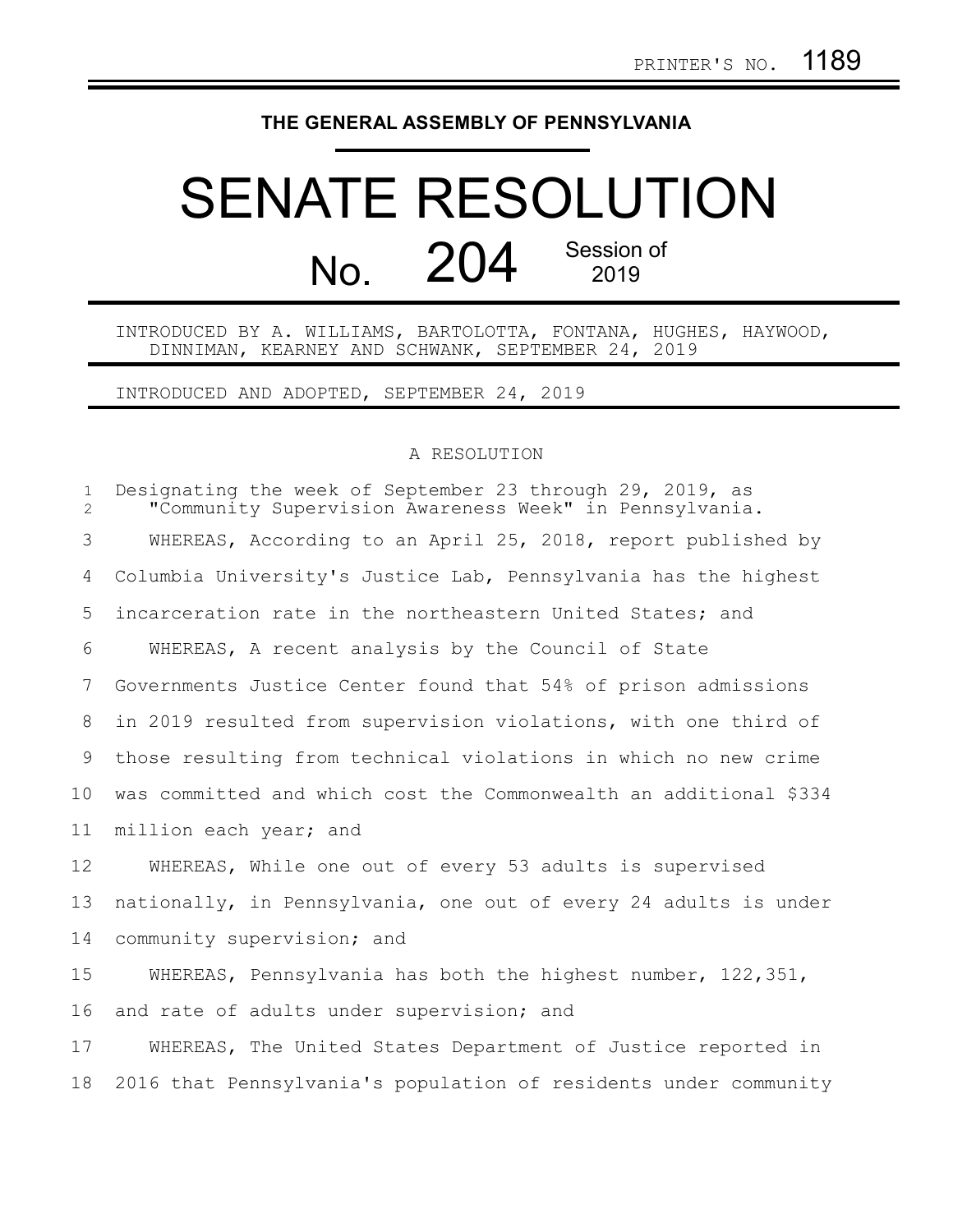PRINTER'S NO. 1189

THE GENERAL ASSEMBLY OF PENNSYLVANIA

# SENATE RESOLUTION

## No. 204 Session of 2019

INTRODUCED BY A. WILLIAMS, BARTOLOTTA, FONTANA, HUGHES, HAYWOOD, DINNIMAN, KEARNEY AND SCHWANK, SEPTEMBER 24, 2019

INTRODUCED AND ADOPTED, SEPTEMBER 24, 2019

A RESOLUTION

Designating the week of September 23 through 29, 2019, as "Community Supervision Awareness Week" in Pennsylvania.

WHEREAS, According to an April 25, 2018, report published by Columbia University's Justice Lab, Pennsylvania has the highest incarceration rate in the northeastern United States; and

WHEREAS, A recent analysis by the Council of State Governments Justice Center found that 54% of prison admissions in 2019 resulted from supervision violations, with one third of those resulting from technical violations in which no new crime was committed and which cost the Commonwealth an additional $334 million each year; and

WHEREAS, While one out of every 53 adults is supervised nationally, in Pennsylvania, one out of every 24 adults is under community supervision; and

WHEREAS, Pennsylvania has both the highest number, 122,351, and rate of adults under supervision; and

WHEREAS, The United States Department of Justice reported in 2016 that Pennsylvania's population of residents under community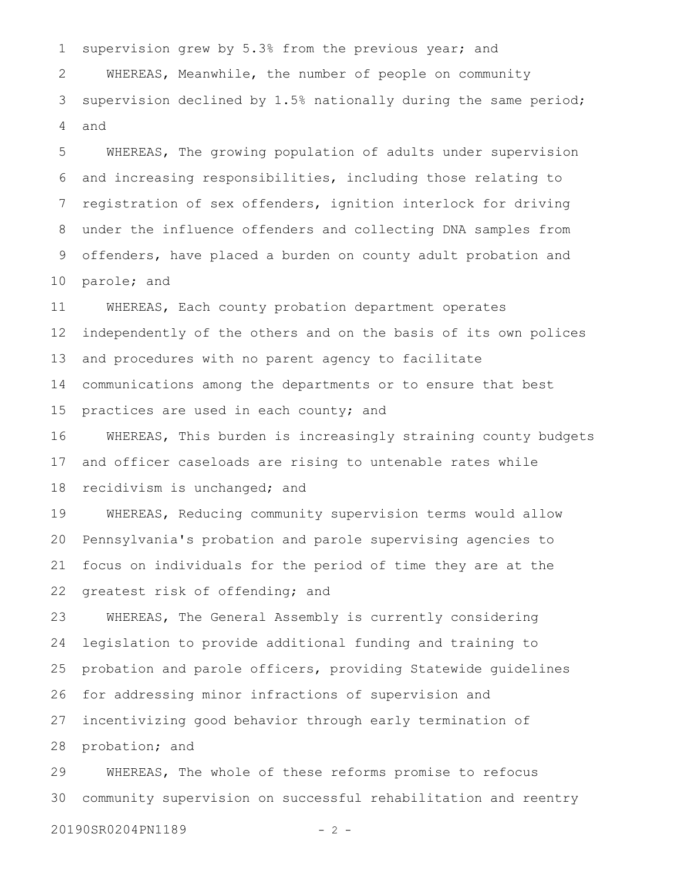supervision grew by 5.3% from the previous year; and

WHEREAS, Meanwhile, the number of people on community supervision declined by 1.5% nationally during the same period; and

WHEREAS, The growing population of adults under supervision and increasing responsibilities, including those relating to registration of sex offenders, ignition interlock for driving under the influence offenders and collecting DNA samples from offenders, have placed a burden on county adult probation and parole; and

WHEREAS, Each county probation department operates independently of the others and on the basis of its own polices and procedures with no parent agency to facilitate communications among the departments or to ensure that best practices are used in each county; and

WHEREAS, This burden is increasingly straining county budgets and officer caseloads are rising to untenable rates while recidivism is unchanged; and

WHEREAS, Reducing community supervision terms would allow Pennsylvania's probation and parole supervising agencies to focus on individuals for the period of time they are at the greatest risk of offending; and

WHEREAS, The General Assembly is currently considering legislation to provide additional funding and training to probation and parole officers, providing Statewide guidelines for addressing minor infractions of supervision and incentivizing good behavior through early termination of probation; and

WHEREAS, The whole of these reforms promise to refocus community supervision on successful rehabilitation and reentry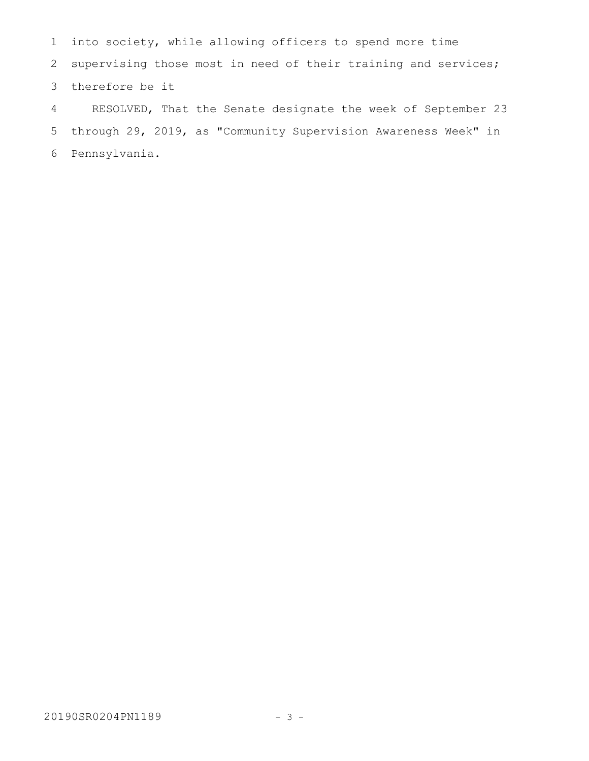into society, while allowing officers to spend more time supervising those most in need of their training and services; therefore be it

RESOLVED, That the Senate designate the week of September 23 through 29, 2019, as "Community Supervision Awareness Week" in Pennsylvania.